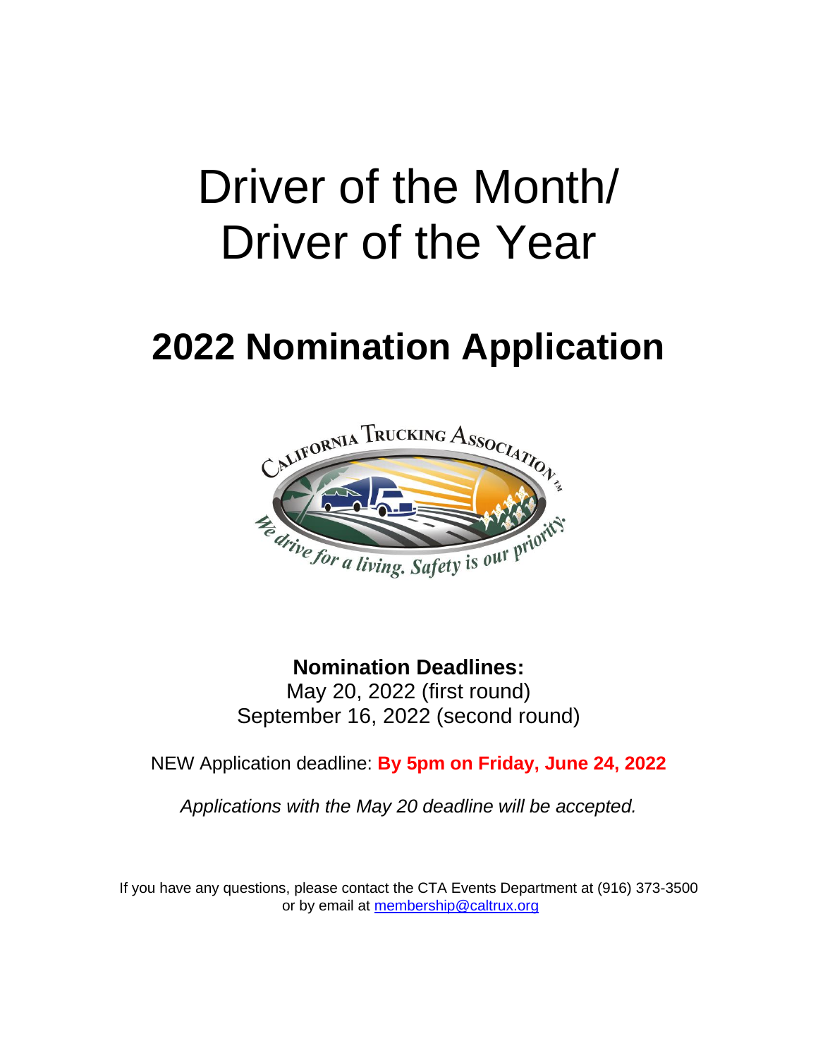# Driver of the Month/
# Driver of the Year

## 2022 Nomination Application

**Nomination Deadlines:**
May 20, 2022 (first round)
September 16, 2022 (second round)

NEW Application deadline: **By 5pm on Friday, June 24, 2022**

*Applications with the May 20 deadline will be accepted.*

If you have any questions, please contact the CTA Events Department at (916) 373-3500 or by email at membership@caltrux.org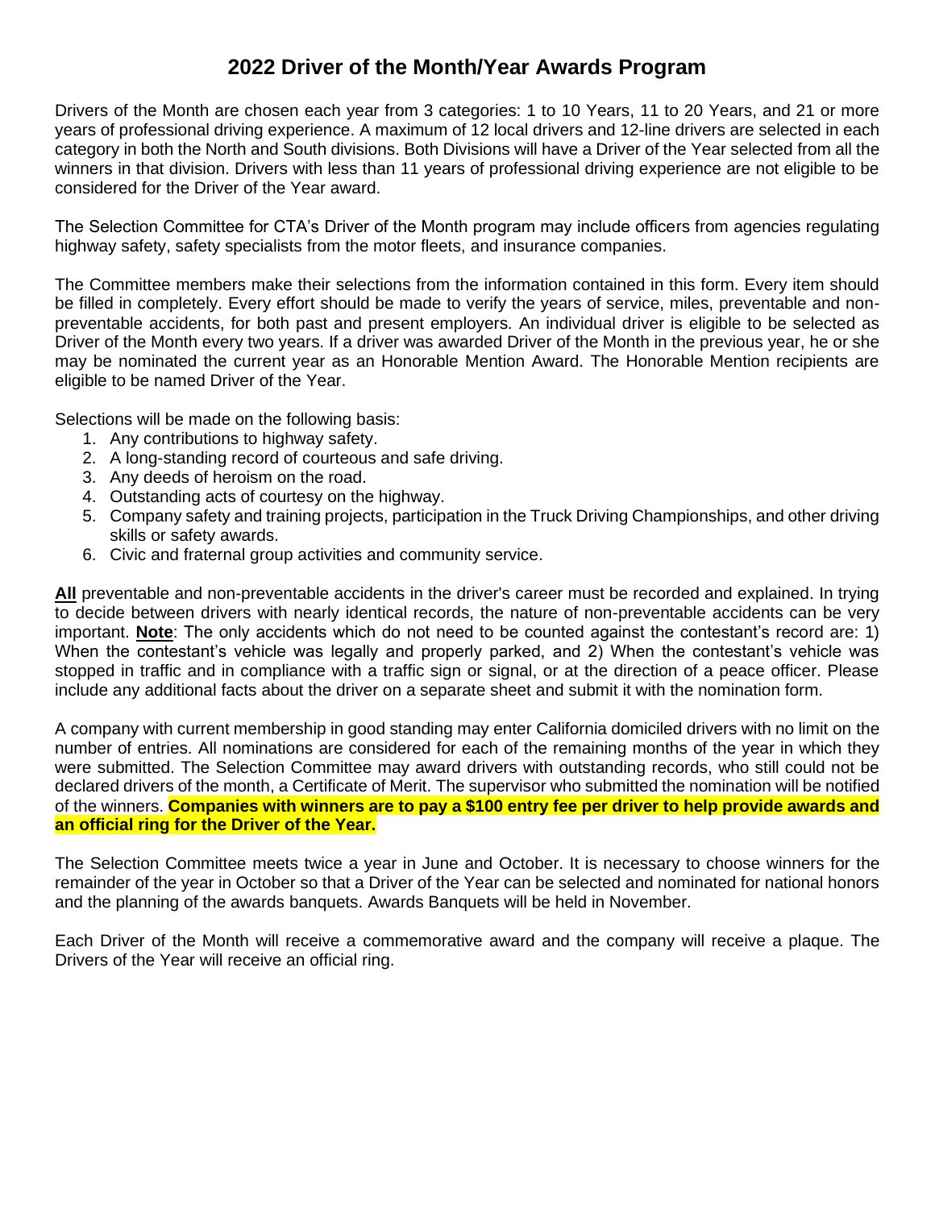# 2022 Driver of the Month/Year Awards Program

Drivers of the Month are chosen each year from 3 categories: 1 to 10 Years, 11 to 20 Years, and 21 or more years of professional driving experience. A maximum of 12 local drivers and 12-line drivers are selected in each category in both the North and South divisions. Both Divisions will have a Driver of the Year selected from all the winners in that division. Drivers with less than 11 years of professional driving experience are not eligible to be considered for the Driver of the Year award.

The Selection Committee for CTA's Driver of the Month program may include officers from agencies regulating highway safety, safety specialists from the motor fleets, and insurance companies.

The Committee members make their selections from the information contained in this form. Every item should be filled in completely. Every effort should be made to verify the years of service, miles, preventable and non-preventable accidents, for both past and present employers. An individual driver is eligible to be selected as Driver of the Month every two years. If a driver was awarded Driver of the Month in the previous year, he or she may be nominated the current year as an Honorable Mention Award. The Honorable Mention recipients are eligible to be named Driver of the Year.

Selections will be made on the following basis:

1. Any contributions to highway safety.
2. A long-standing record of courteous and safe driving.
3. Any deeds of heroism on the road.
4. Outstanding acts of courtesy on the highway.
5. Company safety and training projects, participation in the Truck Driving Championships, and other driving skills or safety awards.
6. Civic and fraternal group activities and community service.

**All** preventable and non-preventable accidents in the driver's career must be recorded and explained. In trying to decide between drivers with nearly identical records, the nature of non-preventable accidents can be very important. **Note**: The only accidents which do not need to be counted against the contestant's record are: 1) When the contestant's vehicle was legally and properly parked, and 2) When the contestant's vehicle was stopped in traffic and in compliance with a traffic sign or signal, or at the direction of a peace officer. Please include any additional facts about the driver on a separate sheet and submit it with the nomination form.

A company with current membership in good standing may enter California domiciled drivers with no limit on the number of entries. All nominations are considered for each of the remaining months of the year in which they were submitted. The Selection Committee may award drivers with outstanding records, who still could not be declared drivers of the month, a Certificate of Merit. The supervisor who submitted the nomination will be notified of the winners. **Companies with winners are to pay a $100 entry fee per driver to help provide awards and an official ring for the Driver of the Year.**

The Selection Committee meets twice a year in June and October. It is necessary to choose winners for the remainder of the year in October so that a Driver of the Year can be selected and nominated for national honors and the planning of the awards banquets. Awards Banquets will be held in November.

Each Driver of the Month will receive a commemorative award and the company will receive a plaque. The Drivers of the Year will receive an official ring.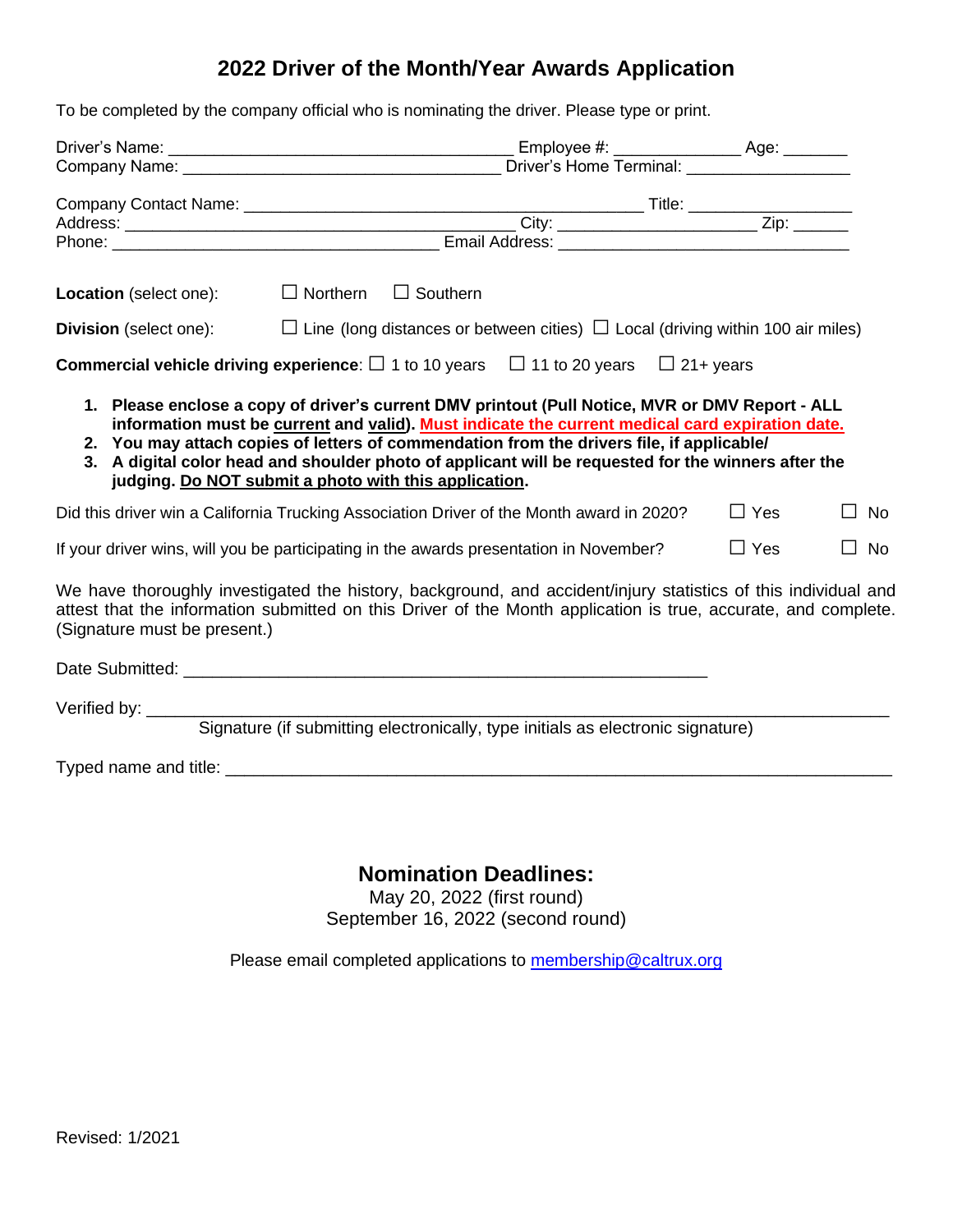# 2022 Driver of the Month/Year Awards Application

To be completed by the company official who is nominating the driver. Please type or print.

Driver's Name: _______________________________________ Employee #: ______________ Age: _______
Company Name: ___________________________________ Driver's Home Terminal: __________________

Company Contact Name: ____________________________________________ Title: __________________
Address: ___________________________________________ City: ______________________ Zip: ______
Phone: ____________________________________ Email Address: ________________________________

**Location** (select one): ☐ Northern ☐ Southern

**Division** (select one): ☐ Line (long distances or between cities) ☐ Local (driving within 100 air miles)

**Commercial vehicle driving experience**: ☐ 1 to 10 years ☐ 11 to 20 years ☐ 21+ years

1. **Please enclose a copy of driver's current DMV printout (Pull Notice, MVR or DMV Report - ALL information must be <u>current</u> and <u>valid</u>). <u>Must indicate the current medical card expiration date.</u>**
2. **You may attach copies of letters of commendation from the drivers file, if applicable/**
3. **A digital color head and shoulder photo of applicant will be requested for the winners after the judging. <u>Do NOT submit a photo with this application</u>.**

Did this driver win a California Trucking Association Driver of the Month award in 2020? ☐ Yes ☐ No

If your driver wins, will you be participating in the awards presentation in November? ☐ Yes ☐ No

We have thoroughly investigated the history, background, and accident/injury statistics of this individual and attest that the information submitted on this Driver of the Month application is true, accurate, and complete. (Signature must be present.)

Date Submitted: __________________________________________________________

Verified by: __________________________________________________________________________
Signature (if submitting electronically, type initials as electronic signature)

Typed name and title: ___________________________________________________________________

## Nomination Deadlines:

May 20, 2022 (first round)
September 16, 2022 (second round)

Please email completed applications to membership@caltrux.org

Revised: 1/2021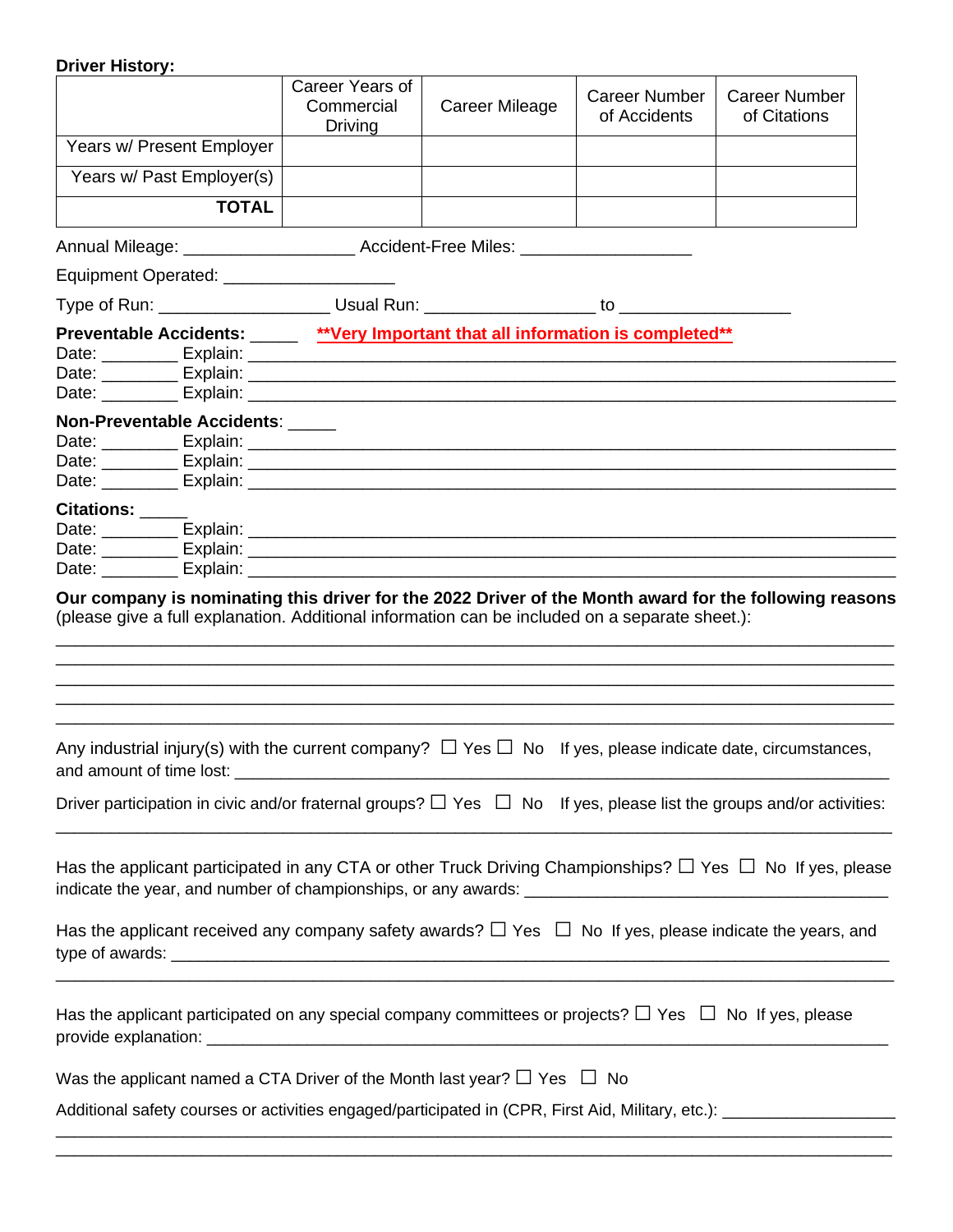**Driver History:**

| | Career Years of Commercial Driving | Career Mileage | Career Number of Accidents | Career Number of Citations |
|---|---|---|---|---|
| Years w/ Present Employer | | | | |
| Years w/ Past Employer(s) | | | | |
| **TOTAL** | | | | |

Annual Mileage: __________________ Accident-Free Miles: __________________

Equipment Operated: __________________

Type of Run: __________________ Usual Run: __________________ to __________________

**Preventable Accidents:** _____ **\*\*Very Important that all information is completed\*\***

Date: ________ Explain: ______________________________________________________________________

Date: ________ Explain: ______________________________________________________________________

Date: ________ Explain: ______________________________________________________________________

**Non-Preventable Accidents**: _____

Date: ________ Explain: ______________________________________________________________________

Date: ________ Explain: ______________________________________________________________________

Date: ________ Explain: ______________________________________________________________________

**Citations:** _____

Date: ________ Explain: ______________________________________________________________________

Date: ________ Explain: ______________________________________________________________________

Date: ________ Explain: ______________________________________________________________________

**Our company is nominating this driver for the 2022 Driver of the Month award for the following reasons** (please give a full explanation. Additional information can be included on a separate sheet.):

______________________________________________________________________________________

______________________________________________________________________________________

______________________________________________________________________________________

______________________________________________________________________________________

______________________________________________________________________________________

Any industrial injury(s) with the current company? ☐ Yes ☐ No If yes, please indicate date, circumstances, and amount of time lost: ______________________________________________________________

Driver participation in civic and/or fraternal groups? ☐ Yes ☐ No If yes, please list the groups and/or activities:

______________________________________________________________________________________

Has the applicant participated in any CTA or other Truck Driving Championships? ☐ Yes ☐ No If yes, please indicate the year, and number of championships, or any awards: ________________________________

Has the applicant received any company safety awards? ☐ Yes ☐ No If yes, please indicate the years, and type of awards: ________________________________________________________________________

______________________________________________________________________________________

Has the applicant participated on any special company committees or projects? ☐ Yes ☐ No If yes, please provide explanation: ________________________________________________________________

Was the applicant named a CTA Driver of the Month last year? ☐ Yes ☐ No

Additional safety courses or activities engaged/participated in (CPR, First Aid, Military, etc.): __________________

______________________________________________________________________________________

______________________________________________________________________________________